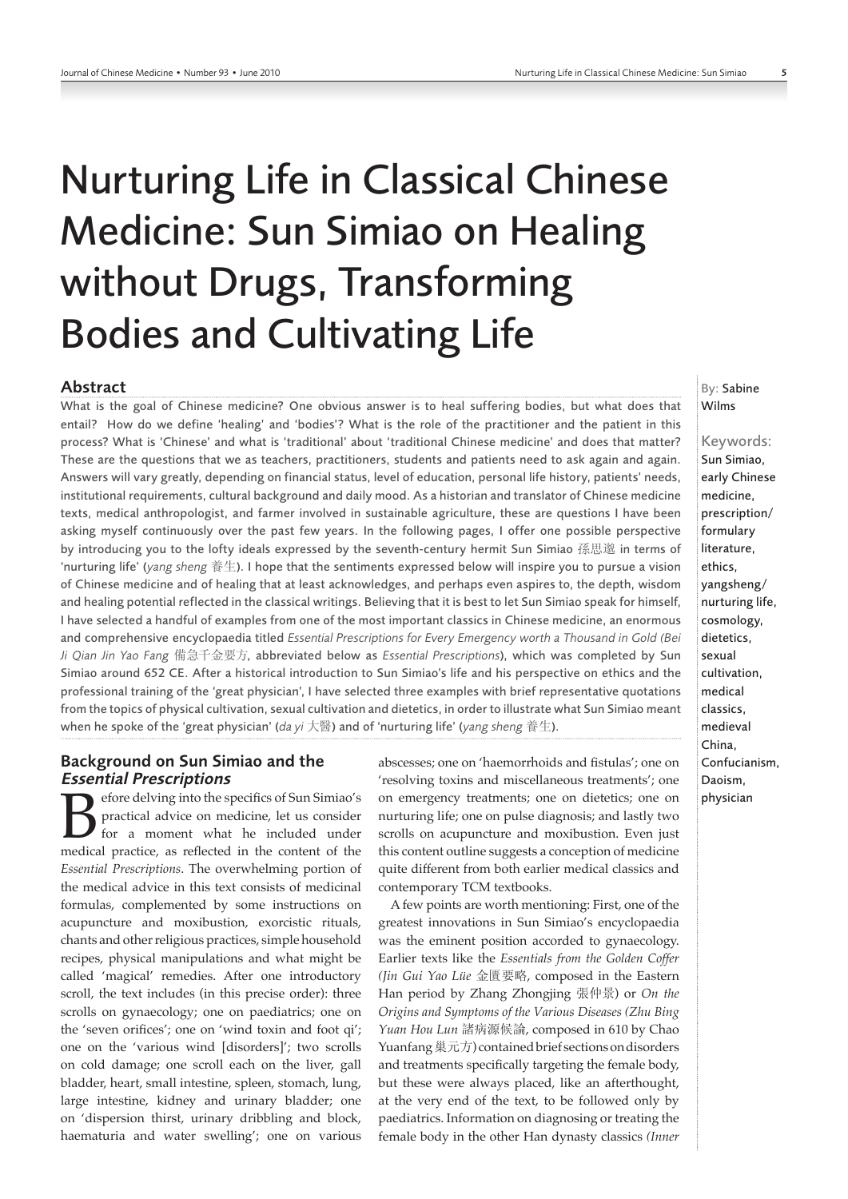# Nurturing Life in Classical Chinese Medicine: Sun Simiao on Healing without Drugs, Transforming Bodies and Cultivating Life

By: Sabine Wilms

Keywords: Sun Simiao, early Chinese medicine, prescription/formulary literature, ethics, yangsheng/nurturing life, cosmology, dietetics, sexual cultivation, medical classics, medieval China, Confucianism, Daoism, physician

## Abstract

What is the goal of Chinese medicine? One obvious answer is to heal suffering bodies, but what does that entail? How do we define 'healing' and 'bodies'? What is the role of the practitioner and the patient in this process? What is 'Chinese' and what is 'traditional' about 'traditional Chinese medicine' and does that matter? These are the questions that we as teachers, practitioners, students and patients need to ask again and again. Answers will vary greatly, depending on financial status, level of education, personal life history, patients' needs, institutional requirements, cultural background and daily mood. As a historian and translator of Chinese medicine texts, medical anthropologist, and farmer involved in sustainable agriculture, these are questions I have been asking myself continuously over the past few years. In the following pages, I offer one possible perspective by introducing you to the lofty ideals expressed by the seventh-century hermit Sun Simiao 孫思邈 in terms of 'nurturing life' (*yang sheng* 養生). I hope that the sentiments expressed below will inspire you to pursue a vision of Chinese medicine and of healing that at least acknowledges, and perhaps even aspires to, the depth, wisdom and healing potential reflected in the classical writings. Believing that it is best to let Sun Simiao speak for himself, I have selected a handful of examples from one of the most important classics in Chinese medicine, an enormous and comprehensive encyclopaedia titled *Essential Prescriptions for Every Emergency worth a Thousand in Gold (Bei Ji Qian Jin Yao Fang* 備急千金要方, abbreviated below as *Essential Prescriptions*), which was completed by Sun Simiao around 652 CE. After a historical introduction to Sun Simiao's life and his perspective on ethics and the professional training of the 'great physician', I have selected three examples with brief representative quotations from the topics of physical cultivation, sexual cultivation and dietetics, in order to illustrate what Sun Simiao meant when he spoke of the 'great physician' (*da yi* 大醫) and of 'nurturing life' (*yang sheng* 養生).

## Background on Sun Simiao and the *Essential Prescriptions*

Before delving into the specifics of Sun Simiao's practical advice on medicine, let us consider for a moment what he included under medical practice, as reflected in the content of the *Essential Prescriptions*. The overwhelming portion of the medical advice in this text consists of medicinal formulas, complemented by some instructions on acupuncture and moxibustion, exorcistic rituals, chants and other religious practices, simple household recipes, physical manipulations and what might be called 'magical' remedies. After one introductory scroll, the text includes (in this precise order): three scrolls on gynaecology; one on paediatrics; one on the 'seven orifices'; one on 'wind toxin and foot qi'; one on the 'various wind [disorders]'; two scrolls on cold damage; one scroll each on the liver, gall bladder, heart, small intestine, spleen, stomach, lung, large intestine, kidney and urinary bladder; one on 'dispersion thirst, urinary dribbling and block, haematuria and water swelling'; one on various abscesses; one on 'haemorrhoids and fistulas'; one on 'resolving toxins and miscellaneous treatments'; one on emergency treatments; one on dietetics; one on nurturing life; one on pulse diagnosis; and lastly two scrolls on acupuncture and moxibustion. Even just this content outline suggests a conception of medicine quite different from both earlier medical classics and contemporary TCM textbooks.

A few points are worth mentioning: First, one of the greatest innovations in Sun Simiao's encyclopaedia was the eminent position accorded to gynaecology. Earlier texts like the *Essentials from the Golden Coffer (Jin Gui Yao Lüe* 金匱要略, composed in the Eastern Han period by Zhang Zhongjing 張仲景) or *On the Origins and Symptoms of the Various Diseases (Zhu Bing Yuan Hou Lun* 諸病源候論, composed in 610 by Chao Yuanfang 巢元方) contained brief sections on disorders and treatments specifically targeting the female body, but these were always placed, like an afterthought, at the very end of the text, to be followed only by paediatrics. Information on diagnosing or treating the female body in the other Han dynasty classics *(Inner*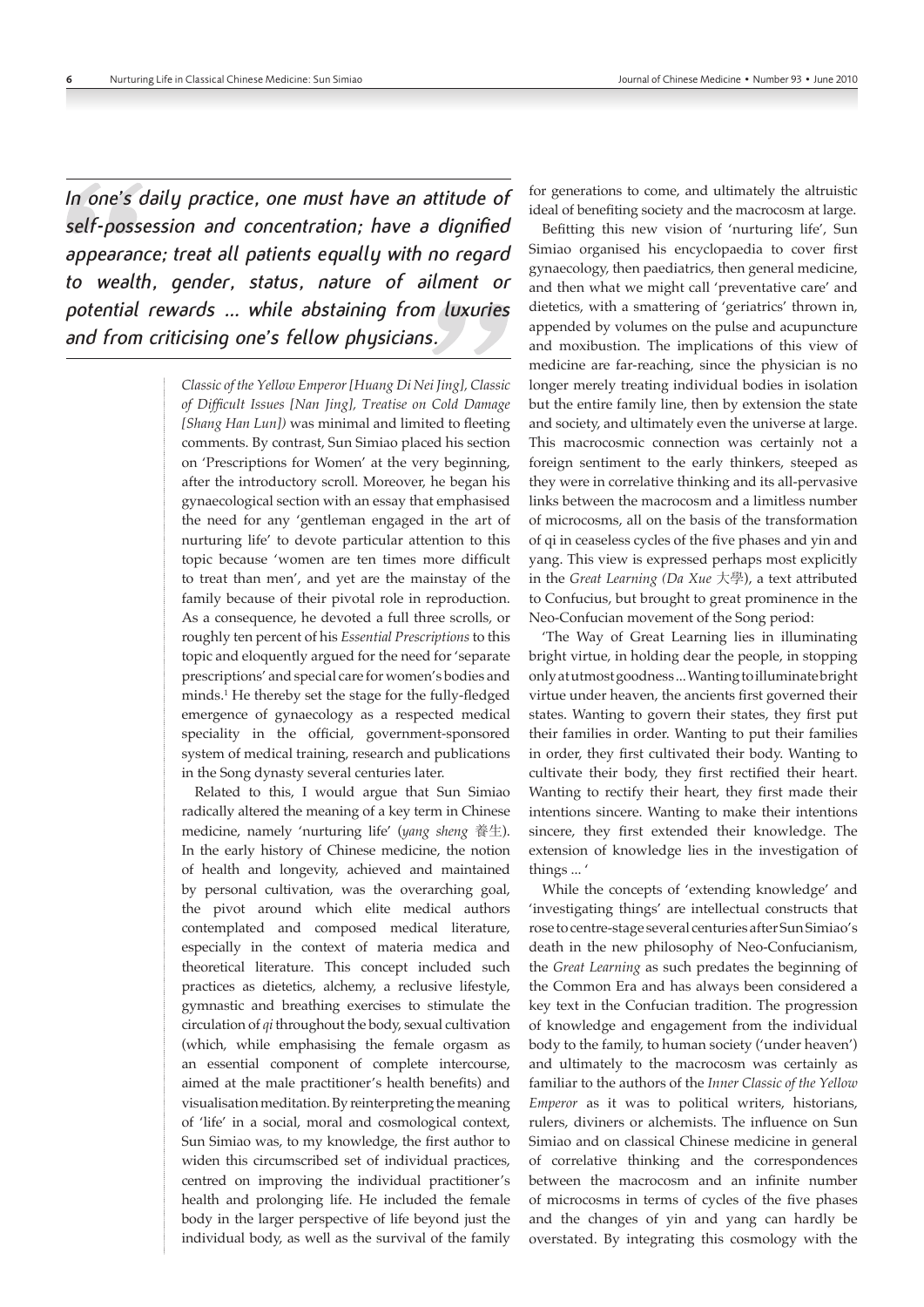*In one's daily practice, one must have an attitude of self-possession and concentration; have a dignified appearance; treat all patients equally with no regard to wealth, gender, status, nature of ailment or potential rewards ... while abstaining from luxuries and from criticising one's fellow physicians.*

*Classic of the Yellow Emperor [Huang Di Nei Jing], Classic of Difficult Issues [Nan Jing], Treatise on Cold Damage [Shang Han Lun]*) was minimal and limited to fleeting comments. By contrast, Sun Simiao placed his section on 'Prescriptions for Women' at the very beginning, after the introductory scroll. Moreover, he began his gynaecological section with an essay that emphasised the need for any 'gentleman engaged in the art of nurturing life' to devote particular attention to this topic because 'women are ten times more difficult to treat than men', and yet are the mainstay of the family because of their pivotal role in reproduction. As a consequence, he devoted a full three scrolls, or roughly ten percent of his *Essential Prescriptions* to this topic and eloquently argued for the need for 'separate prescriptions' and special care for women's bodies and minds.[1] He thereby set the stage for the fully-fledged emergence of gynaecology as a respected medical speciality in the official, government-sponsored system of medical training, research and publications in the Song dynasty several centuries later.

Related to this, I would argue that Sun Simiao radically altered the meaning of a key term in Chinese medicine, namely 'nurturing life' (*yang sheng* 養生). In the early history of Chinese medicine, the notion of health and longevity, achieved and maintained by personal cultivation, was the overarching goal, the pivot around which elite medical authors contemplated and composed medical literature, especially in the context of materia medica and theoretical literature. This concept included such practices as dietetics, alchemy, a reclusive lifestyle, gymnastic and breathing exercises to stimulate the circulation of *qi* throughout the body, sexual cultivation (which, while emphasising the female orgasm as an essential component of complete intercourse, aimed at the male practitioner's health benefits) and visualisation meditation. By reinterpreting the meaning of 'life' in a social, moral and cosmological context, Sun Simiao was, to my knowledge, the first author to widen this circumscribed set of individual practices, centred on improving the individual practitioner's health and prolonging life. He included the female body in the larger perspective of life beyond just the individual body, as well as the survival of the family for generations to come, and ultimately the altruistic ideal of benefiting society and the macrocosm at large.

Befitting this new vision of 'nurturing life', Sun Simiao organised his encyclopaedia to cover first gynaecology, then paediatrics, then general medicine, and then what we might call 'preventative care' and dietetics, with a smattering of 'geriatrics' thrown in, appended by volumes on the pulse and acupuncture and moxibustion. The implications of this view of medicine are far-reaching, since the physician is no longer merely treating individual bodies in isolation but the entire family line, then by extension the state and society, and ultimately even the universe at large. This macrocosmic connection was certainly not a foreign sentiment to the early thinkers, steeped as they were in correlative thinking and its all-pervasive links between the macrocosm and a limitless number of microcosms, all on the basis of the transformation of qi in ceaseless cycles of the five phases and yin and yang. This view is expressed perhaps most explicitly in the *Great Learning (Da Xue* 大學), a text attributed to Confucius, but brought to great prominence in the Neo-Confucian movement of the Song period:

'The Way of Great Learning lies in illuminating bright virtue, in holding dear the people, in stopping only at utmost goodness ... Wanting to illuminate bright virtue under heaven, the ancients first governed their states. Wanting to govern their states, they first put their families in order. Wanting to put their families in order, they first cultivated their body. Wanting to cultivate their body, they first rectified their heart. Wanting to rectify their heart, they first made their intentions sincere. Wanting to make their intentions sincere, they first extended their knowledge. The extension of knowledge lies in the investigation of things ... '

While the concepts of 'extending knowledge' and 'investigating things' are intellectual constructs that rose to centre-stage several centuries after Sun Simiao's death in the new philosophy of Neo-Confucianism, the *Great Learning* as such predates the beginning of the Common Era and has always been considered a key text in the Confucian tradition. The progression of knowledge and engagement from the individual body to the family, to human society ('under heaven') and ultimately to the macrocosm was certainly as familiar to the authors of the *Inner Classic of the Yellow Emperor* as it was to political writers, historians, rulers, diviners or alchemists. The influence on Sun Simiao and on classical Chinese medicine in general of correlative thinking and the correspondences between the macrocosm and an infinite number of microcosms in terms of cycles of the five phases and the changes of yin and yang can hardly be overstated. By integrating this cosmology with the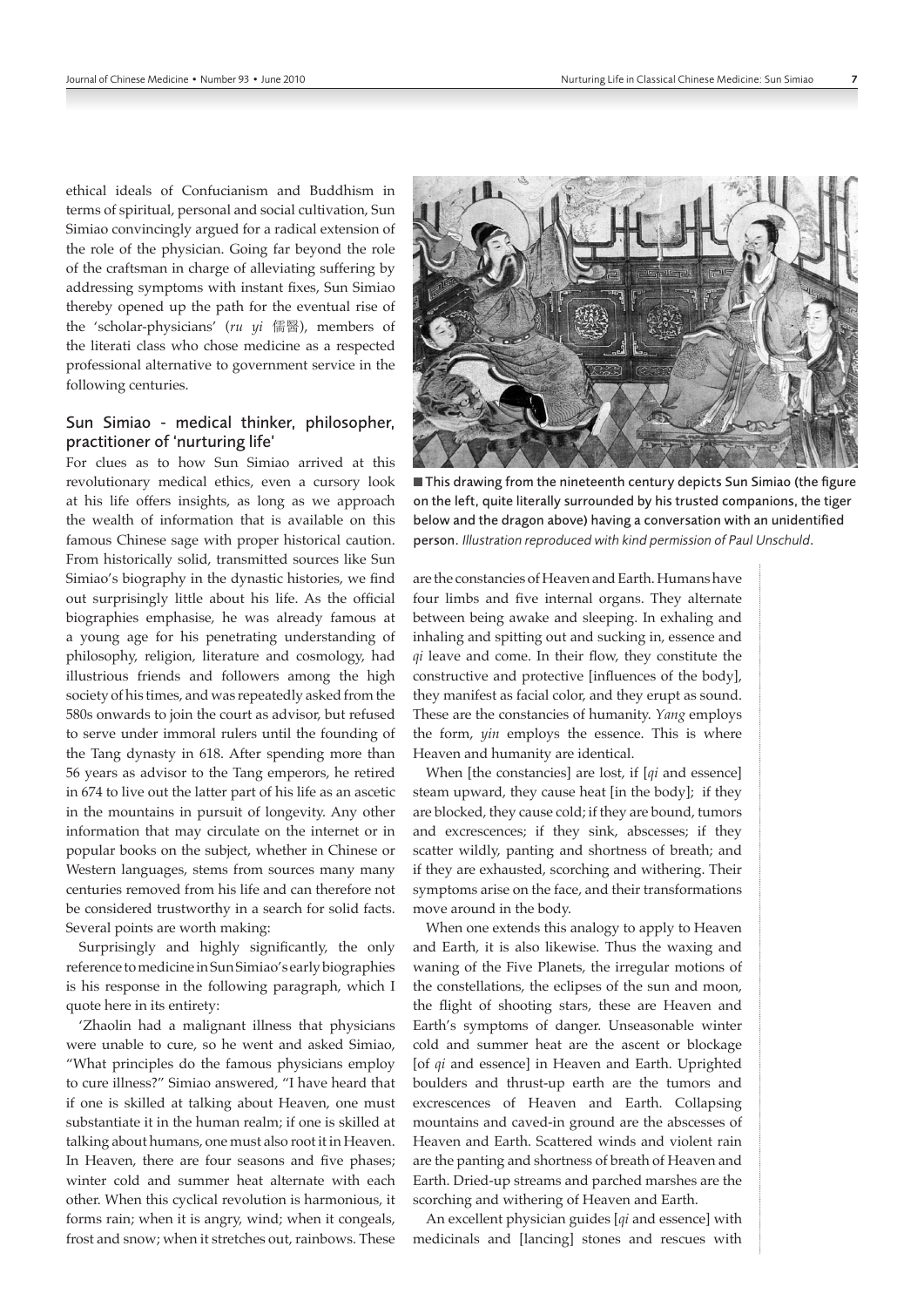ethical ideals of Confucianism and Buddhism in terms of spiritual, personal and social cultivation, Sun Simiao convincingly argued for a radical extension of the role of the physician. Going far beyond the role of the craftsman in charge of alleviating suffering by addressing symptoms with instant fixes, Sun Simiao thereby opened up the path for the eventual rise of the 'scholar-physicians' (*ru yi* 儒醫), members of the literati class who chose medicine as a respected professional alternative to government service in the following centuries.

## Sun Simiao - medical thinker, philosopher, practitioner of 'nurturing life'

For clues as to how Sun Simiao arrived at this revolutionary medical ethics, even a cursory look at his life offers insights, as long as we approach the wealth of information that is available on this famous Chinese sage with proper historical caution. From historically solid, transmitted sources like Sun Simiao's biography in the dynastic histories, we find out surprisingly little about his life. As the official biographies emphasise, he was already famous at a young age for his penetrating understanding of philosophy, religion, literature and cosmology, had illustrious friends and followers among the high society of his times, and was repeatedly asked from the 580s onwards to join the court as advisor, but refused to serve under immoral rulers until the founding of the Tang dynasty in 618. After spending more than 56 years as advisor to the Tang emperors, he retired in 674 to live out the latter part of his life as an ascetic in the mountains in pursuit of longevity. Any other information that may circulate on the internet or in popular books on the subject, whether in Chinese or Western languages, stems from sources many many centuries removed from his life and can therefore not be considered trustworthy in a search for solid facts. Several points are worth making:

Surprisingly and highly significantly, the only reference to medicine in Sun Simiao's early biographies is his response in the following paragraph, which I quote here in its entirety:

'Zhaolin had a malignant illness that physicians were unable to cure, so he went and asked Simiao, "What principles do the famous physicians employ to cure illness?" Simiao answered, "I have heard that if one is skilled at talking about Heaven, one must substantiate it in the human realm; if one is skilled at talking about humans, one must also root it in Heaven. In Heaven, there are four seasons and five phases; winter cold and summer heat alternate with each other. When this cyclical revolution is harmonious, it forms rain; when it is angry, wind; when it congeals, frost and snow; when it stretches out, rainbows. These are the constancies of Heaven and Earth. Humans have four limbs and five internal organs. They alternate between being awake and sleeping. In exhaling and inhaling and spitting out and sucking in, essence and *qi* leave and come. In their flow, they constitute the constructive and protective [influences of the body], they manifest as facial color, and they erupt as sound. These are the constancies of humanity. *Yang* employs the form, *yin* employs the essence. This is where Heaven and humanity are identical.

When [the constancies] are lost, if [*qi* and essence] steam upward, they cause heat [in the body]; if they are blocked, they cause cold; if they are bound, tumors and excrescences; if they sink, abscesses; if they scatter wildly, panting and shortness of breath; and if they are exhausted, scorching and withering. Their symptoms arise on the face, and their transformations move around in the body.

When one extends this analogy to apply to Heaven and Earth, it is also likewise. Thus the waxing and waning of the Five Planets, the irregular motions of the constellations, the eclipses of the sun and moon, the flight of shooting stars, these are Heaven and Earth's symptoms of danger. Unseasonable winter cold and summer heat are the ascent or blockage [of *qi* and essence] in Heaven and Earth. Uprighted boulders and thrust-up earth are the tumors and excrescences of Heaven and Earth. Collapsing mountains and caved-in ground are the abscesses of Heaven and Earth. Scattered winds and violent rain are the panting and shortness of breath of Heaven and Earth. Dried-up streams and parched marshes are the scorching and withering of Heaven and Earth.

An excellent physician guides [*qi* and essence] with medicinals and [lancing] stones and rescues with

This drawing from the nineteenth century depicts Sun Simiao (the figure on the left, quite literally surrounded by his trusted companions, the tiger below and the dragon above) having a conversation with an unidentified person. *Illustration reproduced with kind permission of Paul Unschuld.*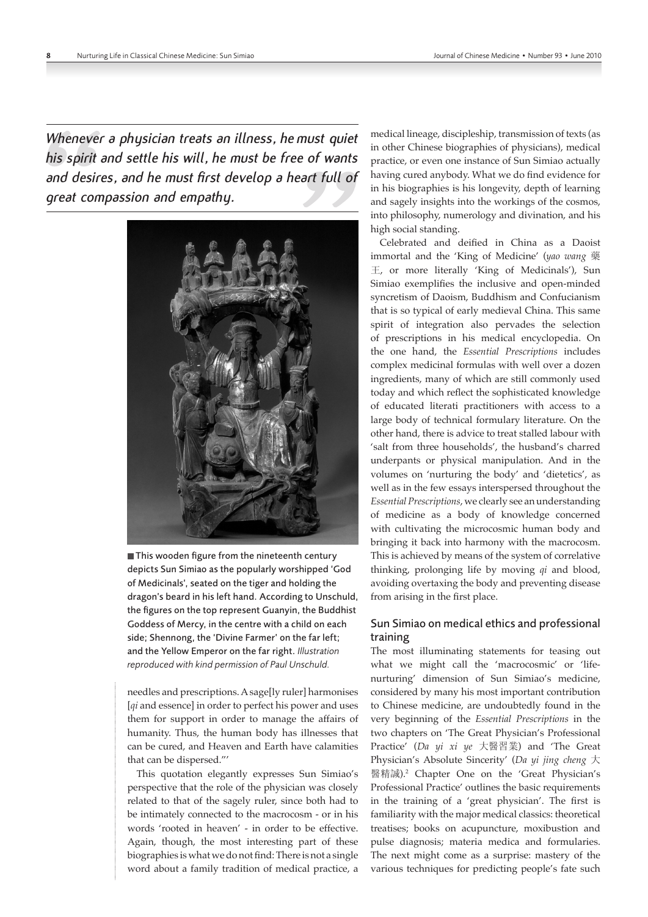*Whenever a physician treats an illness, he must quiet his spirit and settle his will, he must be free of wants and desires, and he must first develop a heart full of great compassion and empathy.*

■ This wooden figure from the nineteenth century depicts Sun Simiao as the popularly worshipped 'God of Medicinals', seated on the tiger and holding the dragon's beard in his left hand. According to Unschuld, the figures on the top represent Guanyin, the Buddhist Goddess of Mercy, in the centre with a child on each side; Shennong, the 'Divine Farmer' on the far left; and the Yellow Emperor on the far right. *Illustration reproduced with kind permission of Paul Unschuld.*

needles and prescriptions. A sage[ly ruler] harmonises [*qi* and essence] in order to perfect his power and uses them for support in order to manage the affairs of humanity. Thus, the human body has illnesses that can be cured, and Heaven and Earth have calamities that can be dispersed."'

This quotation elegantly expresses Sun Simiao's perspective that the role of the physician was closely related to that of the sagely ruler, since both had to be intimately connected to the macrocosm - or in his words 'rooted in heaven' - in order to be effective. Again, though, the most interesting part of these biographies is what we do not find: There is not a single word about a family tradition of medical practice, a medical lineage, discipleship, transmission of texts (as in other Chinese biographies of physicians), medical practice, or even one instance of Sun Simiao actually having cured anybody. What we do find evidence for in his biographies is his longevity, depth of learning and sagely insights into the workings of the cosmos, into philosophy, numerology and divination, and his high social standing.

Celebrated and deified in China as a Daoist immortal and the 'King of Medicine' (*yao wang* 藥王, or more literally 'King of Medicinals'), Sun Simiao exemplifies the inclusive and open-minded syncretism of Daoism, Buddhism and Confucianism that is so typical of early medieval China. This same spirit of integration also pervades the selection of prescriptions in his medical encyclopedia. On the one hand, the *Essential Prescriptions* includes complex medicinal formulas with well over a dozen ingredients, many of which are still commonly used today and which reflect the sophisticated knowledge of educated literati practitioners with access to a large body of technical formulary literature. On the other hand, there is advice to treat stalled labour with 'salt from three households', the husband's charred underpants or physical manipulation. And in the volumes on 'nurturing the body' and 'dietetics', as well as in the few essays interspersed throughout the *Essential Prescriptions*, we clearly see an understanding of medicine as a body of knowledge concerned with cultivating the microcosmic human body and bringing it back into harmony with the macrocosm. This is achieved by means of the system of correlative thinking, prolonging life by moving *qi* and blood, avoiding overtaxing the body and preventing disease from arising in the first place.

## Sun Simiao on medical ethics and professional training

The most illuminating statements for teasing out what we might call the 'macrocosmic' or 'life-nurturing' dimension of Sun Simiao's medicine, considered by many his most important contribution to Chinese medicine, are undoubtedly found in the very beginning of the *Essential Prescriptions* in the two chapters on 'The Great Physician's Professional Practice' (*Da yi xi ye* 大醫習業) and 'The Great Physician's Absolute Sincerity' (*Da yi jing cheng* 大醫精誠).[2] Chapter One on the 'Great Physician's Professional Practice' outlines the basic requirements in the training of a 'great physician'. The first is familiarity with the major medical classics: theoretical treatises; books on acupuncture, moxibustion and pulse diagnosis; materia medica and formularies. The next might come as a surprise: mastery of the various techniques for predicting people's fate such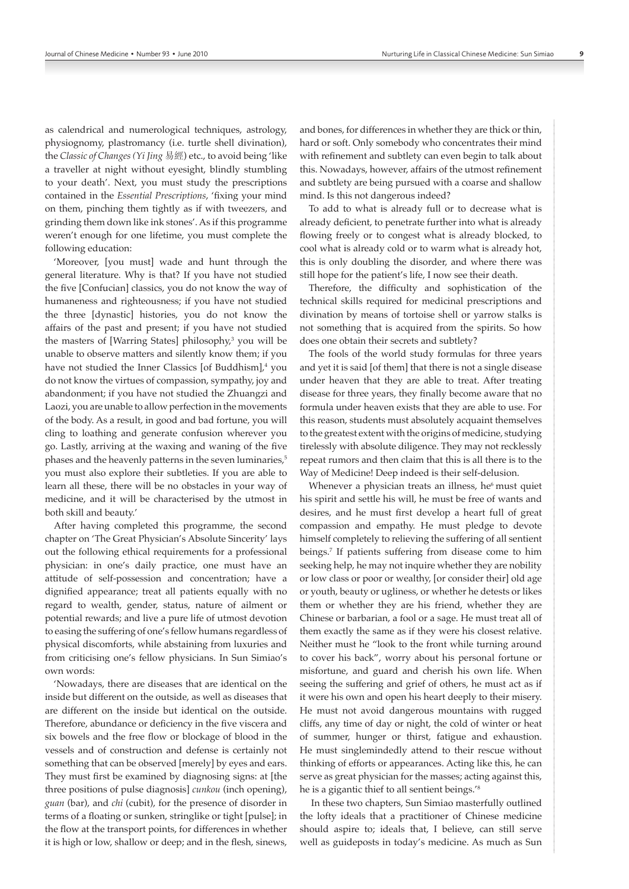as calendrical and numerological techniques, astrology, physiognomy, plastromancy (i.e. turtle shell divination), the *Classic of Changes (Yi Jing* 易經) etc., to avoid being 'like a traveller at night without eyesight, blindly stumbling to your death'. Next, you must study the prescriptions contained in the *Essential Prescriptions*, 'fixing your mind on them, pinching them tightly as if with tweezers, and grinding them down like ink stones'. As if this programme weren't enough for one lifetime, you must complete the following education:

'Moreover, [you must] wade and hunt through the general literature. Why is that? If you have not studied the five [Confucian] classics, you do not know the way of humaneness and righteousness; if you have not studied the three [dynastic] histories, you do not know the affairs of the past and present; if you have not studied the masters of [Warring States] philosophy,[3] you will be unable to observe matters and silently know them; if you have not studied the Inner Classics [of Buddhism],[4] you do not know the virtues of compassion, sympathy, joy and abandonment; if you have not studied the Zhuangzi and Laozi, you are unable to allow perfection in the movements of the body. As a result, in good and bad fortune, you will cling to loathing and generate confusion wherever you go. Lastly, arriving at the waxing and waning of the five phases and the heavenly patterns in the seven luminaries,[5] you must also explore their subtleties. If you are able to learn all these, there will be no obstacles in your way of medicine, and it will be characterised by the utmost in both skill and beauty.'

After having completed this programme, the second chapter on 'The Great Physician's Absolute Sincerity' lays out the following ethical requirements for a professional physician: in one's daily practice, one must have an attitude of self-possession and concentration; have a dignified appearance; treat all patients equally with no regard to wealth, gender, status, nature of ailment or potential rewards; and live a pure life of utmost devotion to easing the suffering of one's fellow humans regardless of physical discomforts, while abstaining from luxuries and from criticising one's fellow physicians. In Sun Simiao's own words:

'Nowadays, there are diseases that are identical on the inside but different on the outside, as well as diseases that are different on the inside but identical on the outside. Therefore, abundance or deficiency in the five viscera and six bowels and the free flow or blockage of blood in the vessels and of construction and defense is certainly not something that can be observed [merely] by eyes and ears. They must first be examined by diagnosing signs: at [the three positions of pulse diagnosis] *cunkou* (inch opening), *guan* (bar), and *chi* (cubit), for the presence of disorder in terms of a floating or sunken, stringlike or tight [pulse]; in the flow at the transport points, for differences in whether it is high or low, shallow or deep; and in the flesh, sinews, and bones, for differences in whether they are thick or thin, hard or soft. Only somebody who concentrates their mind with refinement and subtlety can even begin to talk about this. Nowadays, however, affairs of the utmost refinement and subtlety are being pursued with a coarse and shallow mind. Is this not dangerous indeed?

To add to what is already full or to decrease what is already deficient, to penetrate further into what is already flowing freely or to congest what is already blocked, to cool what is already cold or to warm what is already hot, this is only doubling the disorder, and where there was still hope for the patient's life, I now see their death.

Therefore, the difficulty and sophistication of the technical skills required for medicinal prescriptions and divination by means of tortoise shell or yarrow stalks is not something that is acquired from the spirits. So how does one obtain their secrets and subtlety?

The fools of the world study formulas for three years and yet it is said [of them] that there is not a single disease under heaven that they are able to treat. After treating disease for three years, they finally become aware that no formula under heaven exists that they are able to use. For this reason, students must absolutely acquaint themselves to the greatest extent with the origins of medicine, studying tirelessly with absolute diligence. They may not recklessly repeat rumors and then claim that this is all there is to the Way of Medicine! Deep indeed is their self-delusion.

Whenever a physician treats an illness, he[6] must quiet his spirit and settle his will, he must be free of wants and desires, and he must first develop a heart full of great compassion and empathy. He must pledge to devote himself completely to relieving the suffering of all sentient beings.[7] If patients suffering from disease come to him seeking help, he may not inquire whether they are nobility or low class or poor or wealthy, [or consider their] old age or youth, beauty or ugliness, or whether he detests or likes them or whether they are his friend, whether they are Chinese or barbarian, a fool or a sage. He must treat all of them exactly the same as if they were his closest relative. Neither must he "look to the front while turning around to cover his back", worry about his personal fortune or misfortune, and guard and cherish his own life. When seeing the suffering and grief of others, he must act as if it were his own and open his heart deeply to their misery. He must not avoid dangerous mountains with rugged cliffs, any time of day or night, the cold of winter or heat of summer, hunger or thirst, fatigue and exhaustion. He must singlemindedly attend to their rescue without thinking of efforts or appearances. Acting like this, he can serve as great physician for the masses; acting against this, he is a gigantic thief to all sentient beings.'[8]

In these two chapters, Sun Simiao masterfully outlined the lofty ideals that a practitioner of Chinese medicine should aspire to; ideals that, I believe, can still serve well as guideposts in today's medicine. As much as Sun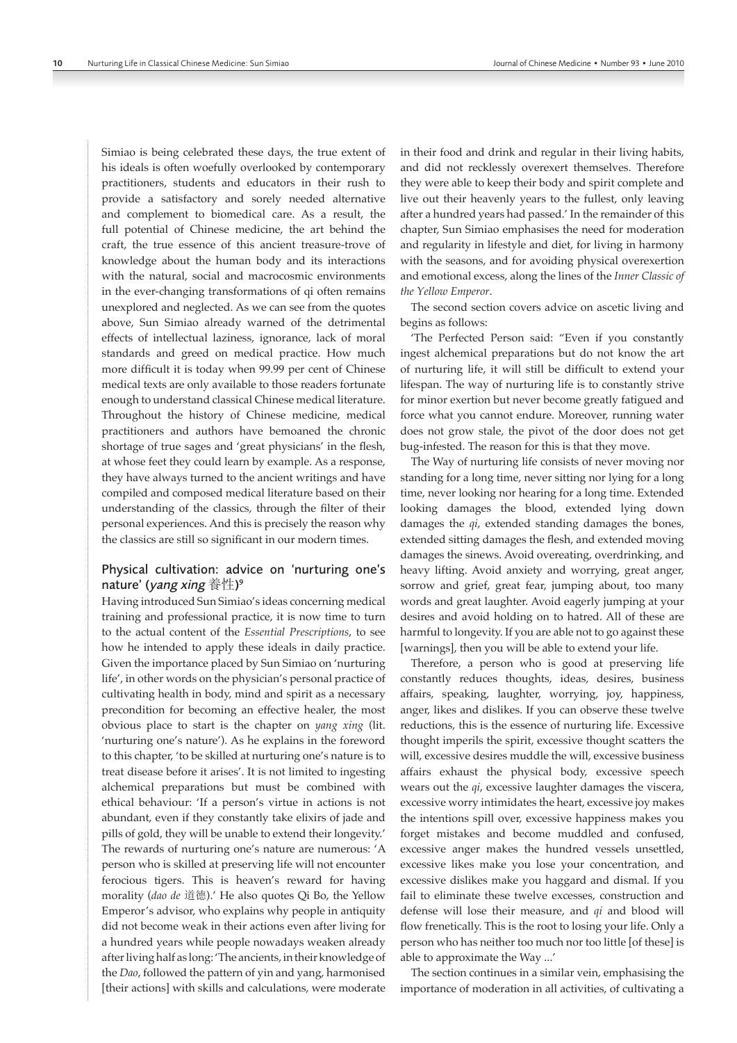Simiao is being celebrated these days, the true extent of his ideals is often woefully overlooked by contemporary practitioners, students and educators in their rush to provide a satisfactory and sorely needed alternative and complement to biomedical care. As a result, the full potential of Chinese medicine, the art behind the craft, the true essence of this ancient treasure-trove of knowledge about the human body and its interactions with the natural, social and macrocosmic environments in the ever-changing transformations of qi often remains unexplored and neglected. As we can see from the quotes above, Sun Simiao already warned of the detrimental effects of intellectual laziness, ignorance, lack of moral standards and greed on medical practice. How much more difficult it is today when 99.99 per cent of Chinese medical texts are only available to those readers fortunate enough to understand classical Chinese medical literature. Throughout the history of Chinese medicine, medical practitioners and authors have bemoaned the chronic shortage of true sages and 'great physicians' in the flesh, at whose feet they could learn by example. As a response, they have always turned to the ancient writings and have compiled and composed medical literature based on their understanding of the classics, through the filter of their personal experiences. And this is precisely the reason why the classics are still so significant in our modern times.

## Physical cultivation: advice on 'nurturing one's nature' (*yang xing* 養性)[9]

Having introduced Sun Simiao's ideas concerning medical training and professional practice, it is now time to turn to the actual content of the *Essential Prescriptions*, to see how he intended to apply these ideals in daily practice. Given the importance placed by Sun Simiao on 'nurturing life', in other words on the physician's personal practice of cultivating health in body, mind and spirit as a necessary precondition for becoming an effective healer, the most obvious place to start is the chapter on *yang xing* (lit. 'nurturing one's nature'). As he explains in the foreword to this chapter, 'to be skilled at nurturing one's nature is to treat disease before it arises'. It is not limited to ingesting alchemical preparations but must be combined with ethical behaviour: 'If a person's virtue in actions is not abundant, even if they constantly take elixirs of jade and pills of gold, they will be unable to extend their longevity.' The rewards of nurturing one's nature are numerous: 'A person who is skilled at preserving life will not encounter ferocious tigers. This is heaven's reward for having morality (*dao de* 道德).' He also quotes Qi Bo, the Yellow Emperor's advisor, who explains why people in antiquity did not become weak in their actions even after living for a hundred years while people nowadays weaken already after living half as long: 'The ancients, in their knowledge of the *Dao*, followed the pattern of yin and yang, harmonised [their actions] with skills and calculations, were moderate in their food and drink and regular in their living habits, and did not recklessly overexert themselves. Therefore they were able to keep their body and spirit complete and live out their heavenly years to the fullest, only leaving after a hundred years had passed.' In the remainder of this chapter, Sun Simiao emphasises the need for moderation and regularity in lifestyle and diet, for living in harmony with the seasons, and for avoiding physical overexertion and emotional excess, along the lines of the *Inner Classic of the Yellow Emperor*.

The second section covers advice on ascetic living and begins as follows:

'The Perfected Person said: "Even if you constantly ingest alchemical preparations but do not know the art of nurturing life, it will still be difficult to extend your lifespan. The way of nurturing life is to constantly strive for minor exertion but never become greatly fatigued and force what you cannot endure. Moreover, running water does not grow stale, the pivot of the door does not get bug-infested. The reason for this is that they move.

The Way of nurturing life consists of never moving nor standing for a long time, never sitting nor lying for a long time, never looking nor hearing for a long time. Extended looking damages the blood, extended lying down damages the *qi*, extended standing damages the bones, extended sitting damages the flesh, and extended moving damages the sinews. Avoid overeating, overdrinking, and heavy lifting. Avoid anxiety and worrying, great anger, sorrow and grief, great fear, jumping about, too many words and great laughter. Avoid eagerly jumping at your desires and avoid holding on to hatred. All of these are harmful to longevity. If you are able not to go against these [warnings], then you will be able to extend your life.

Therefore, a person who is good at preserving life constantly reduces thoughts, ideas, desires, business affairs, speaking, laughter, worrying, joy, happiness, anger, likes and dislikes. If you can observe these twelve reductions, this is the essence of nurturing life. Excessive thought imperils the spirit, excessive thought scatters the will, excessive desires muddle the will, excessive business affairs exhaust the physical body, excessive speech wears out the *qi*, excessive laughter damages the viscera, excessive worry intimidates the heart, excessive joy makes the intentions spill over, excessive happiness makes you forget mistakes and become muddled and confused, excessive anger makes the hundred vessels unsettled, excessive likes make you lose your concentration, and excessive dislikes make you haggard and dismal. If you fail to eliminate these twelve excesses, construction and defense will lose their measure, and *qi* and blood will flow frenetically. This is the root to losing your life. Only a person who has neither too much nor too little [of these] is able to approximate the Way ...'

The section continues in a similar vein, emphasising the importance of moderation in all activities, of cultivating a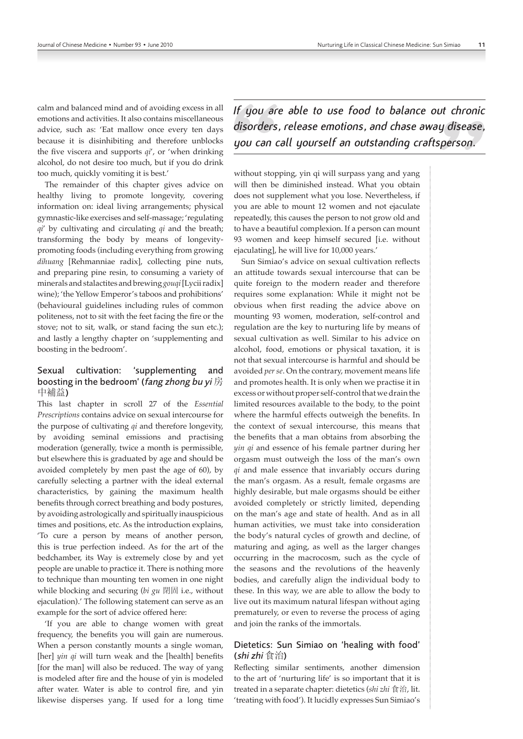calm and balanced mind and of avoiding excess in all emotions and activities. It also contains miscellaneous advice, such as: 'Eat mallow once every ten days because it is disinhibiting and therefore unblocks the five viscera and supports *qi*', or 'when drinking alcohol, do not desire too much, but if you do drink too much, quickly vomiting it is best.'

The remainder of this chapter gives advice on healthy living to promote longevity, covering information on: ideal living arrangements; physical gymnastic-like exercises and self-massage; 'regulating *qi*' by cultivating and circulating *qi* and the breath; transforming the body by means of longevity-promoting foods (including everything from growing *dihuang* [Rehmanniae radix], collecting pine nuts, and preparing pine resin, to consuming a variety of minerals and stalactites and brewing *gouqi* [Lycii radix] wine); 'the Yellow Emperor's taboos and prohibitions' (behavioural guidelines including rules of common politeness, not to sit with the feet facing the fire or the stove; not to sit, walk, or stand facing the sun etc.); and lastly a lengthy chapter on 'supplementing and boosting in the bedroom'.

### Sexual cultivation: 'supplementing and boosting in the bedroom' (*fang zhong bu yi* 房中補益)

This last chapter in scroll 27 of the *Essential Prescriptions* contains advice on sexual intercourse for the purpose of cultivating *qi* and therefore longevity, by avoiding seminal emissions and practising moderation (generally, twice a month is permissible, but elsewhere this is graduated by age and should be avoided completely by men past the age of 60), by carefully selecting a partner with the ideal external characteristics, by gaining the maximum health benefits through correct breathing and body postures, by avoiding astrologically and spiritually inauspicious times and positions, etc. As the introduction explains, 'To cure a person by means of another person, this is true perfection indeed. As for the art of the bedchamber, its Way is extremely close by and yet people are unable to practice it. There is nothing more to technique than mounting ten women in one night while blocking and securing (*bi gu* 閉固 i.e., without ejaculation).' The following statement can serve as an example for the sort of advice offered here:

'If you are able to change women with great frequency, the benefits you will gain are numerous. When a person constantly mounts a single woman, [her] *yin qi* will turn weak and the [health] benefits [for the man] will also be reduced. The way of yang is modeled after fire and the house of yin is modeled after water. Water is able to control fire, and yin likewise disperses yang. If used for a long time without stopping, yin qi will surpass yang and yang will then be diminished instead. What you obtain does not supplement what you lose. Nevertheless, if you are able to mount 12 women and not ejaculate repeatedly, this causes the person to not grow old and to have a beautiful complexion. If a person can mount 93 women and keep himself secured [i.e. without ejaculating], he will live for 10,000 years.'

> *If you are able to use food to balance out chronic disorders, release emotions, and chase away disease, you can call yourself an outstanding craftsperson.*

Sun Simiao's advice on sexual cultivation reflects an attitude towards sexual intercourse that can be quite foreign to the modern reader and therefore requires some explanation: While it might not be obvious when first reading the advice above on mounting 93 women, moderation, self-control and regulation are the key to nurturing life by means of sexual cultivation as well. Similar to his advice on alcohol, food, emotions or physical taxation, it is not that sexual intercourse is harmful and should be avoided *per se*. On the contrary, movement means life and promotes health. It is only when we practise it in excess or without proper self-control that we drain the limited resources available to the body, to the point where the harmful effects outweigh the benefits. In the context of sexual intercourse, this means that the benefits that a man obtains from absorbing the *yin qi* and essence of his female partner during her orgasm must outweigh the loss of the man's own *qi* and male essence that invariably occurs during the man's orgasm. As a result, female orgasms are highly desirable, but male orgasms should be either avoided completely or strictly limited, depending on the man's age and state of health. And as in all human activities, we must take into consideration the body's natural cycles of growth and decline, of maturing and aging, as well as the larger changes occurring in the macrocosm, such as the cycle of the seasons and the revolutions of the heavenly bodies, and carefully align the individual body to these. In this way, we are able to allow the body to live out its maximum natural lifespan without aging prematurely, or even to reverse the process of aging and join the ranks of the immortals.

### Dietetics: Sun Simiao on 'healing with food' (*shi zhi* 食治)

Reflecting similar sentiments, another dimension to the art of 'nurturing life' is so important that it is treated in a separate chapter: dietetics (*shi zhi* 食治, lit. 'treating with food'). It lucidly expresses Sun Simiao's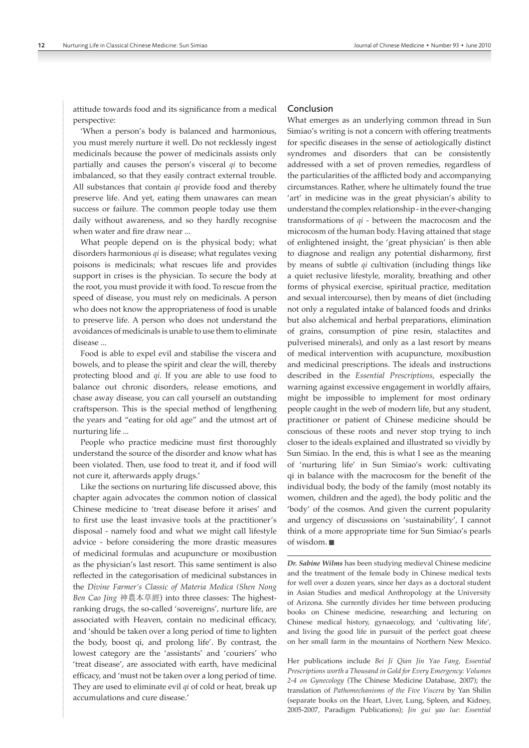attitude towards food and its significance from a medical perspective:

'When a person's body is balanced and harmonious, you must merely nurture it well. Do not recklessly ingest medicinals because the power of medicinals assists only partially and causes the person's visceral *qi* to become imbalanced, so that they easily contract external trouble. All substances that contain *qi* provide food and thereby preserve life. And yet, eating them unawares can mean success or failure. The common people today use them daily without awareness, and so they hardly recognise when water and fire draw near ...

What people depend on is the physical body; what disorders harmonious *qi* is disease; what regulates vexing poisons is medicinals; what rescues life and provides support in crises is the physician. To secure the body at the root, you must provide it with food. To rescue from the speed of disease, you must rely on medicinals. A person who does not know the appropriateness of food is unable to preserve life. A person who does not understand the avoidances of medicinals is unable to use them to eliminate disease ...

Food is able to expel evil and stabilise the viscera and bowels, and to please the spirit and clear the will, thereby protecting blood and *qi*. If you are able to use food to balance out chronic disorders, release emotions, and chase away disease, you can call yourself an outstanding craftsperson. This is the special method of lengthening the years and "eating for old age" and the utmost art of nurturing life ...

People who practice medicine must first thoroughly understand the source of the disorder and know what has been violated. Then, use food to treat it, and if food will not cure it, afterwards apply drugs.'

Like the sections on nurturing life discussed above, this chapter again advocates the common notion of classical Chinese medicine to 'treat disease before it arises' and to first use the least invasive tools at the practitioner's disposal - namely food and what we might call lifestyle advice - before considering the more drastic measures of medicinal formulas and acupuncture or moxibustion as the physician's last resort. This same sentiment is also reflected in the categorisation of medicinal substances in the *Divine Farmer's Classic of Materia Medica (Shen Nong Ben Cao Jing* 神農本草經) into three classes: The highest-ranking drugs, the so-called 'sovereigns', nurture life, are associated with Heaven, contain no medicinal efficacy, and 'should be taken over a long period of time to lighten the body, boost qi, and prolong life'. By contrast, the lowest category are the 'assistants' and 'couriers' who 'treat disease', are associated with earth, have medicinal efficacy, and 'must not be taken over a long period of time. They are used to eliminate evil *qi* of cold or heat, break up accumulations and cure disease.'

## Conclusion

What emerges as an underlying common thread in Sun Simiao's writing is not a concern with offering treatments for specific diseases in the sense of aetiologically distinct syndromes and disorders that can be consistently addressed with a set of proven remedies, regardless of the particularities of the afflicted body and accompanying circumstances. Rather, where he ultimately found the true 'art' in medicine was in the great physician's ability to understand the complex relationship - in the ever-changing transformations of *qi* - between the macrocosm and the microcosm of the human body. Having attained that stage of enlightened insight, the 'great physician' is then able to diagnose and realign any potential disharmony, first by means of subtle *qi* cultivation (including things like a quiet reclusive lifestyle, morality, breathing and other forms of physical exercise, spiritual practice, meditation and sexual intercourse), then by means of diet (including not only a regulated intake of balanced foods and drinks but also alchemical and herbal preparations, elimination of grains, consumption of pine resin, stalactites and pulverised minerals), and only as a last resort by means of medical intervention with acupuncture, moxibustion and medicinal prescriptions. The ideals and instructions described in the *Essential Prescriptions*, especially the warning against excessive engagement in worldly affairs, might be impossible to implement for most ordinary people caught in the web of modern life, but any student, practitioner or patient of Chinese medicine should be conscious of these roots and never stop trying to inch closer to the ideals explained and illustrated so vividly by Sun Simiao. In the end, this is what I see as the meaning of 'nurturing life' in Sun Simiao's work: cultivating qi in balance with the macrocosm for the benefit of the individual body, the body of the family (most notably its women, children and the aged), the body politic and the 'body' of the cosmos. And given the current popularity and urgency of discussions on 'sustainability', I cannot think of a more appropriate time for Sun Simiao's pearls of wisdom. ■

***Dr. Sabine Wilms*** has been studying medieval Chinese medicine and the treatment of the female body in Chinese medical texts for well over a dozen years, since her days as a doctoral student in Asian Studies and medical Anthropology at the University of Arizona. She currently divides her time between producing books on Chinese medicine, researching and lecturing on Chinese medical history, gynaecology, and 'cultivating life', and living the good life in pursuit of the perfect goat cheese on her small farm in the mountains of Northern New Mexico.

Her publications include *Bei Ji Qian Jin Yao Fang, Essential Prescriptions worth a Thousand in Gold for Every Emergency: Volumes 2-4 on Gynecology* (The Chinese Medicine Database, 2007); the translation of *Pathomechanisms of the Five Viscera* by Yan Shilin (separate books on the Heart, Liver, Lung, Spleen, and Kidney, 2005-2007, Paradigm Publications); *Jin gui yao lue*: *Essential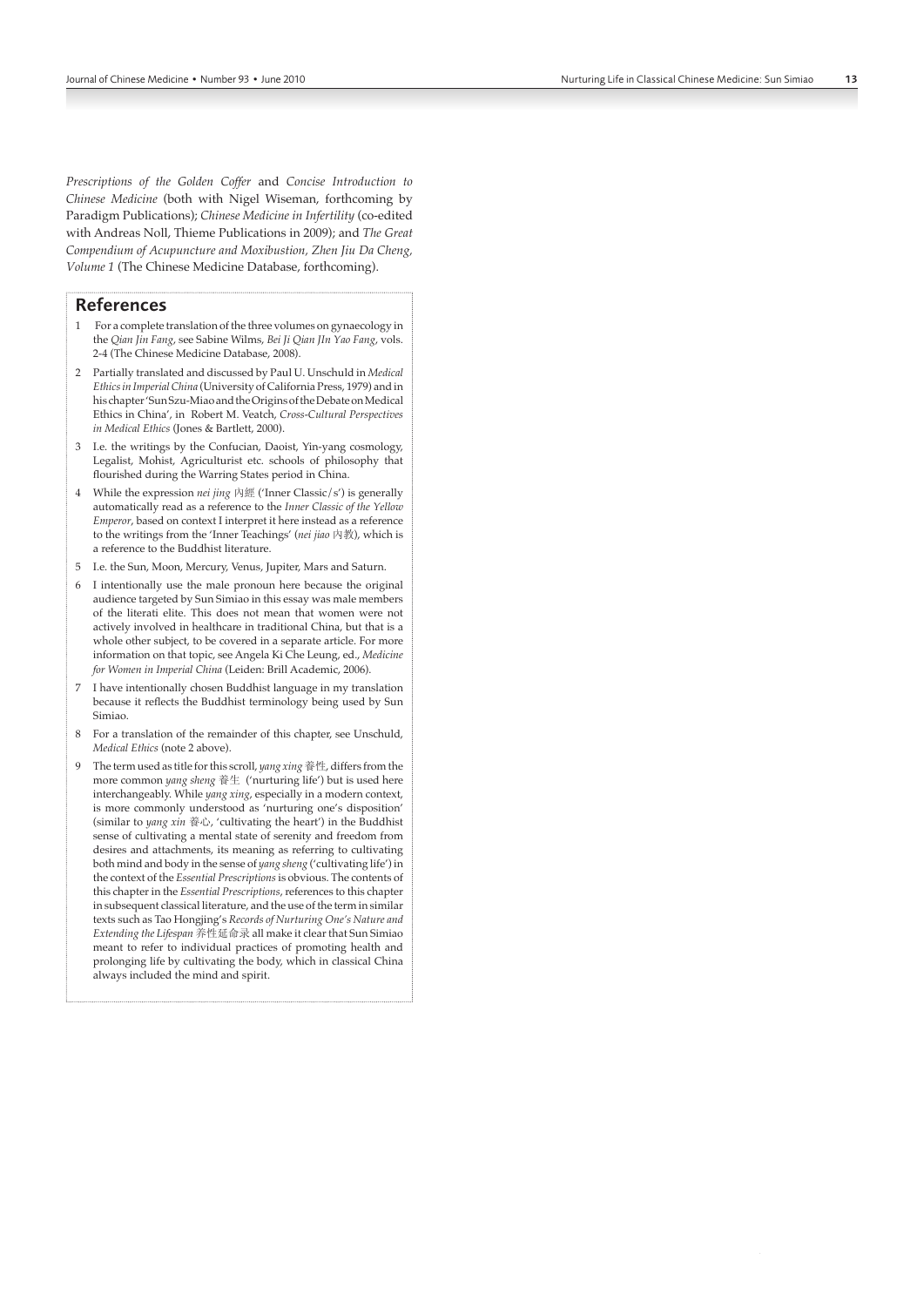*Prescriptions of the Golden Coffer* and *Concise Introduction to Chinese Medicine* (both with Nigel Wiseman, forthcoming by Paradigm Publications); *Chinese Medicine in Infertility* (co-edited with Andreas Noll, Thieme Publications in 2009); and *The Great Compendium of Acupuncture and Moxibustion, Zhen Jiu Da Cheng, Volume 1* (The Chinese Medicine Database, forthcoming).

## References

1. For a complete translation of the three volumes on gynaecology in the *Qian Jin Fang*, see Sabine Wilms, *Bei Ji Qian JIn Yao Fang*, vols. 2-4 (The Chinese Medicine Database, 2008).
2. Partially translated and discussed by Paul U. Unschuld in *Medical Ethics in Imperial China* (University of California Press, 1979) and in his chapter 'Sun Szu-Miao and the Origins of the Debate on Medical Ethics in China', in Robert M. Veatch, *Cross-Cultural Perspectives in Medical Ethics* (Jones & Bartlett, 2000).
3. I.e. the writings by the Confucian, Daoist, Yin-yang cosmology, Legalist, Mohist, Agriculturist etc. schools of philosophy that flourished during the Warring States period in China.
4. While the expression *nei jing* 內經 ('Inner Classic/s') is generally automatically read as a reference to the *Inner Classic of the Yellow Emperor*, based on context I interpret it here instead as a reference to the writings from the 'Inner Teachings' (*nei jiao* 內教), which is a reference to the Buddhist literature.
5. I.e. the Sun, Moon, Mercury, Venus, Jupiter, Mars and Saturn.
6. I intentionally use the male pronoun here because the original audience targeted by Sun Simiao in this essay was male members of the literati elite. This does not mean that women were not actively involved in healthcare in traditional China, but that is a whole other subject, to be covered in a separate article. For more information on that topic, see Angela Ki Che Leung, ed., *Medicine for Women in Imperial China* (Leiden: Brill Academic, 2006).
7. I have intentionally chosen Buddhist language in my translation because it reflects the Buddhist terminology being used by Sun Simiao.
8. For a translation of the remainder of this chapter, see Unschuld, *Medical Ethics* (note 2 above).
9. The term used as title for this scroll, *yang xing* 養性, differs from the more common *yang sheng* 養生 ('nurturing life') but is used here interchangeably. While *yang xing*, especially in a modern context, is more commonly understood as 'nurturing one's disposition' (similar to *yang xin* 養心, 'cultivating the heart') in the Buddhist sense of cultivating a mental state of serenity and freedom from desires and attachments, its meaning as referring to cultivating both mind and body in the sense of *yang sheng* ('cultivating life') in the context of the *Essential Prescriptions* is obvious. The contents of this chapter in the *Essential Prescriptions*, references to this chapter in subsequent classical literature, and the use of the term in similar texts such as Tao Hongjing's *Records of Nurturing One's Nature and Extending the Lifespan* 养性延命录 all make it clear that Sun Simiao meant to refer to individual practices of promoting health and prolonging life by cultivating the body, which in classical China always included the mind and spirit.